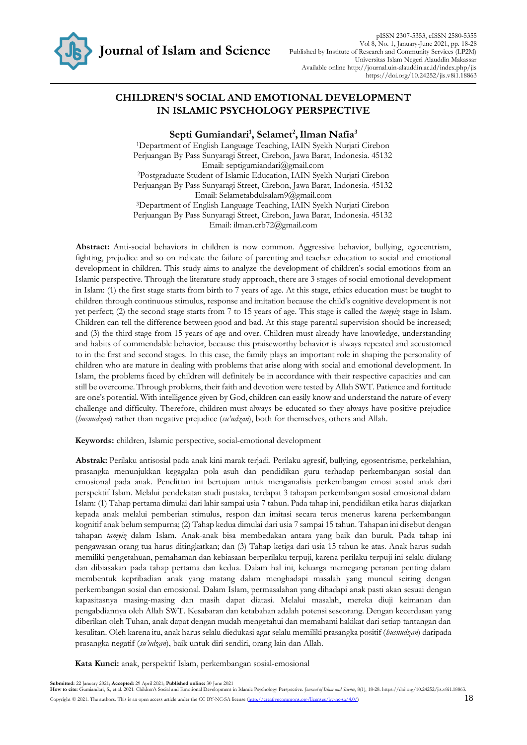# CHILDREN'S SOCIAL AND EMOTIONAL DEVELOPMENT IN ISLAMIC PSYCHOLOGY PERSPECTIVE

**Septi Gumiandari[1], Selamet[2], Ilman Nafia[3]**

[1]Department of English Language Teaching, IAIN Syekh Nurjati Cirebon
Perjuangan By Pass Sunyaragi Street, Cirebon, Jawa Barat, Indonesia. 45132
Email: septigumiandari@gmail.com

[2]Postgraduate Student of Islamic Education, IAIN Syekh Nurjati Cirebon
Perjuangan By Pass Sunyaragi Street, Cirebon, Jawa Barat, Indonesia. 45132
Email: Selametabdulsalam9@gmail.com

[3]Department of English Language Teaching, IAIN Syekh Nurjati Cirebon
Perjuangan By Pass Sunyaragi Street, Cirebon, Jawa Barat, Indonesia. 45132
Email: ilman.crb72@gmail.com

**Abstract:** Anti-social behaviors in children is now common. Aggressive behavior, bullying, egocentrism, fighting, prejudice and so on indicate the failure of parenting and teacher education to social and emotional development in children. This study aims to analyze the development of children's social emotions from an Islamic perspective. Through the literature study approach, there are 3 stages of social emotional development in Islam: (1) the first stage starts from birth to 7 years of age. At this stage, ethics education must be taught to children through continuous stimulus, response and imitation because the child's cognitive development is not yet perfect; (2) the second stage starts from 7 to 15 years of age. This stage is called the *tamyiz* stage in Islam. Children can tell the difference between good and bad. At this stage parental supervision should be increased; and (3) the third stage from 15 years of age and over. Children must already have knowledge, understanding and habits of commendable behavior, because this praiseworthy behavior is always repeated and accustomed to in the first and second stages. In this case, the family plays an important role in shaping the personality of children who are mature in dealing with problems that arise along with social and emotional development. In Islam, the problems faced by children will definitely be in accordance with their respective capacities and can still be overcome. Through problems, their faith and devotion were tested by Allah SWT. Patience and fortitude are one's potential. With intelligence given by God, children can easily know and understand the nature of every challenge and difficulty. Therefore, children must always be educated so they always have positive prejudice (*husnudzan*) rather than negative prejudice (*su'udzan*), both for themselves, others and Allah.

**Keywords:** children, Islamic perspective, social-emotional development

**Abstrak:** Perilaku antisosial pada anak kini marak terjadi. Perilaku agresif, bullying, egosentrisme, perkelahian, prasangka menunjukkan kegagalan pola asuh dan pendidikan guru terhadap perkembangan sosial dan emosional pada anak. Penelitian ini bertujuan untuk menganalisis perkembangan emosi sosial anak dari perspektif Islam. Melalui pendekatan studi pustaka, terdapat 3 tahapan perkembangan sosial emosional dalam Islam: (1) Tahap pertama dimulai dari lahir sampai usia 7 tahun. Pada tahap ini, pendidikan etika harus diajarkan kepada anak melalui pemberian stimulus, respon dan imitasi secara terus menerus karena perkembangan kognitif anak belum sempurna; (2) Tahap kedua dimulai dari usia 7 sampai 15 tahun. Tahapan ini disebut dengan tahapan *tamyiz* dalam Islam. Anak-anak bisa membedakan antara yang baik dan buruk. Pada tahap ini pengawasan orang tua harus ditingkatkan; dan (3) Tahap ketiga dari usia 15 tahun ke atas. Anak harus sudah memiliki pengetahuan, pemahaman dan kebiasaan berperilaku terpuji, karena perilaku terpuji ini selalu diulang dan dibiasakan pada tahap pertama dan kedua. Dalam hal ini, keluarga memegang peranan penting dalam membentuk kepribadian anak yang matang dalam menghadapi masalah yang muncul seiring dengan perkembangan sosial dan emosional. Dalam Islam, permasalahan yang dihadapi anak pasti akan sesuai dengan kapasitasnya masing-masing dan masih dapat diatasi. Melalui masalah, mereka diuji keimanan dan pengabdiannya oleh Allah SWT. Kesabaran dan ketabahan adalah potensi seseorang. Dengan kecerdasan yang diberikan oleh Tuhan, anak dapat dengan mudah mengetahui dan memahami hakikat dari setiap tantangan dan kesulitan. Oleh karena itu, anak harus selalu diedukasi agar selalu memiliki prasangka positif (*husnudzan*) daripada prasangka negatif (*su'udzan*), baik untuk diri sendiri, orang lain dan Allah.

**Kata Kunci:** anak, perspektif Islam, perkembangan sosial-emosional

**Submitted:** 22 January 2021; **Accepted:** 29 April 2021; **Published online:** 30 June 2021
**How to cite:** Gumiandari, S., et al. 2021. Children's Social and Emotional Development in Islamic Psychology Perspective. *Journal of Islam and Science*, 8(1), 18-28. https://doi.org/10.24252/jis.v8i1.18863.
Copyright © 2021. The authors. This is an open access article under the CC BY-NC-SA license (http://creativecommons.org/licenses/by-nc-sa/4.0/)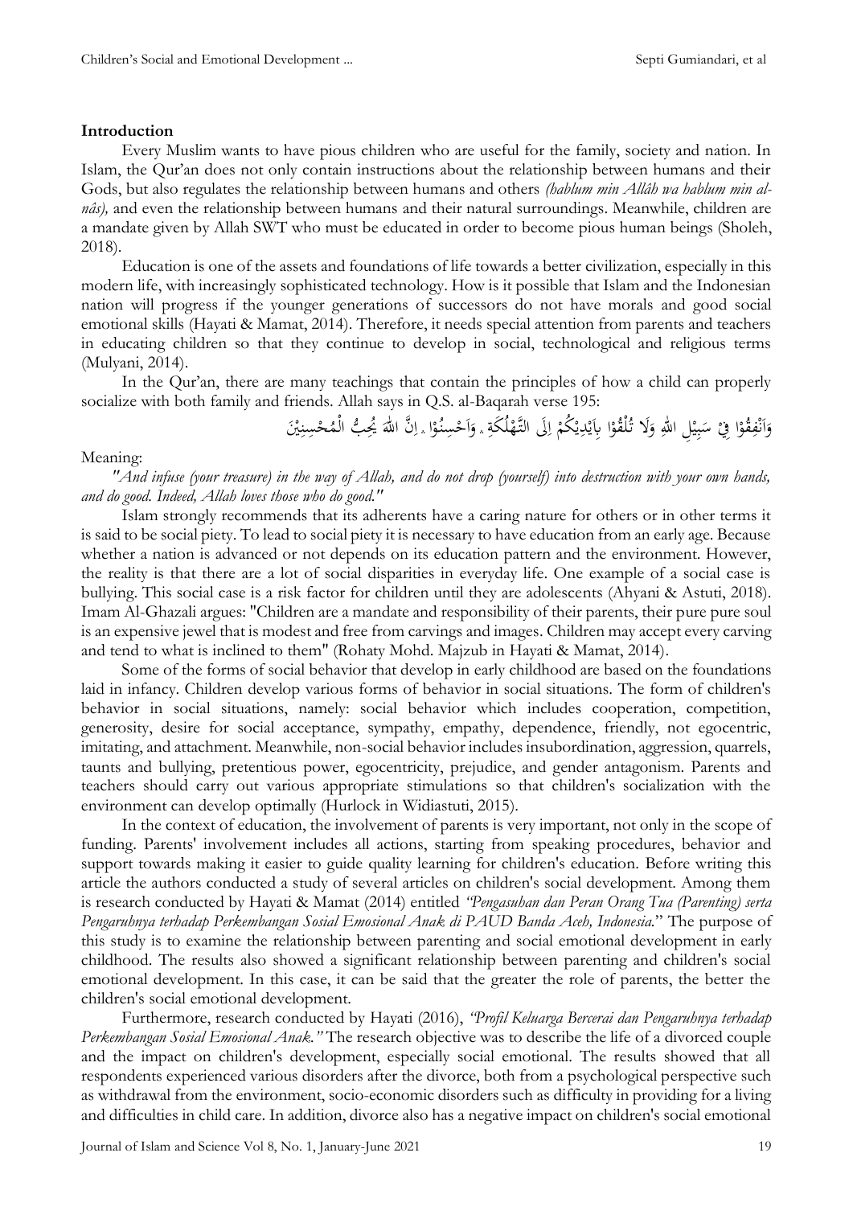**Introduction**

Every Muslim wants to have pious children who are useful for the family, society and nation. In Islam, the Qur'an does not only contain instructions about the relationship between humans and their Gods, but also regulates the relationship between humans and others *(hablum min Allâh wa hablum min al-nâs),* and even the relationship between humans and their natural surroundings. Meanwhile, children are a mandate given by Allah SWT who must be educated in order to become pious human beings (Sholeh, 2018).

Education is one of the assets and foundations of life towards a better civilization, especially in this modern life, with increasingly sophisticated technology. How is it possible that Islam and the Indonesian nation will progress if the younger generations of successors do not have morals and good social emotional skills (Hayati & Mamat, 2014). Therefore, it needs special attention from parents and teachers in educating children so that they continue to develop in social, technological and religious terms (Mulyani, 2014).

In the Qur'an, there are many teachings that contain the principles of how a child can properly socialize with both family and friends. Allah says in Q.S. al-Baqarah verse 195:

وَاَنْفِقُوْا فِيْ سَبِيْلِ اللّٰهِ وَلَا تُلْقُوْا بِاَيْدِيْكُمْ اِلَى التَّهْلُكَةِ ۛ وَاَحْسِنُوْا ۛ اِنَّ اللّٰهَ يُحِبُّ الْمُحْسِنِيْنَ

Meaning:

*"And infuse (your treasure) in the way of Allah, and do not drop (yourself) into destruction with your own hands, and do good. Indeed, Allah loves those who do good."*

Islam strongly recommends that its adherents have a caring nature for others or in other terms it is said to be social piety. To lead to social piety it is necessary to have education from an early age. Because whether a nation is advanced or not depends on its education pattern and the environment. However, the reality is that there are a lot of social disparities in everyday life. One example of a social case is bullying. This social case is a risk factor for children until they are adolescents (Ahyani & Astuti, 2018). Imam Al-Ghazali argues: "Children are a mandate and responsibility of their parents, their pure pure soul is an expensive jewel that is modest and free from carvings and images. Children may accept every carving and tend to what is inclined to them" (Rohaty Mohd. Majzub in Hayati & Mamat, 2014).

Some of the forms of social behavior that develop in early childhood are based on the foundations laid in infancy. Children develop various forms of behavior in social situations. The form of children's behavior in social situations, namely: social behavior which includes cooperation, competition, generosity, desire for social acceptance, sympathy, empathy, dependence, friendly, not egocentric, imitating, and attachment. Meanwhile, non-social behavior includes insubordination, aggression, quarrels, taunts and bullying, pretentious power, egocentricity, prejudice, and gender antagonism. Parents and teachers should carry out various appropriate stimulations so that children's socialization with the environment can develop optimally (Hurlock in Widiastuti, 2015).

In the context of education, the involvement of parents is very important, not only in the scope of funding. Parents' involvement includes all actions, starting from speaking procedures, behavior and support towards making it easier to guide quality learning for children's education. Before writing this article the authors conducted a study of several articles on children's social development. Among them is research conducted by Hayati & Mamat (2014) entitled *"Pengasuhan dan Peran Orang Tua (Parenting) serta Pengaruhnya terhadap Perkembangan Sosial Emosional Anak di PAUD Banda Aceh, Indonesia.*" The purpose of this study is to examine the relationship between parenting and social emotional development in early childhood. The results also showed a significant relationship between parenting and children's social emotional development. In this case, it can be said that the greater the role of parents, the better the children's social emotional development.

Furthermore, research conducted by Hayati (2016), *"Profil Keluarga Bercerai dan Pengaruhnya terhadap Perkembangan Sosial Emosional Anak."* The research objective was to describe the life of a divorced couple and the impact on children's development, especially social emotional. The results showed that all respondents experienced various disorders after the divorce, both from a psychological perspective such as withdrawal from the environment, socio-economic disorders such as difficulty in providing for a living and difficulties in child care. In addition, divorce also has a negative impact on children's social emotional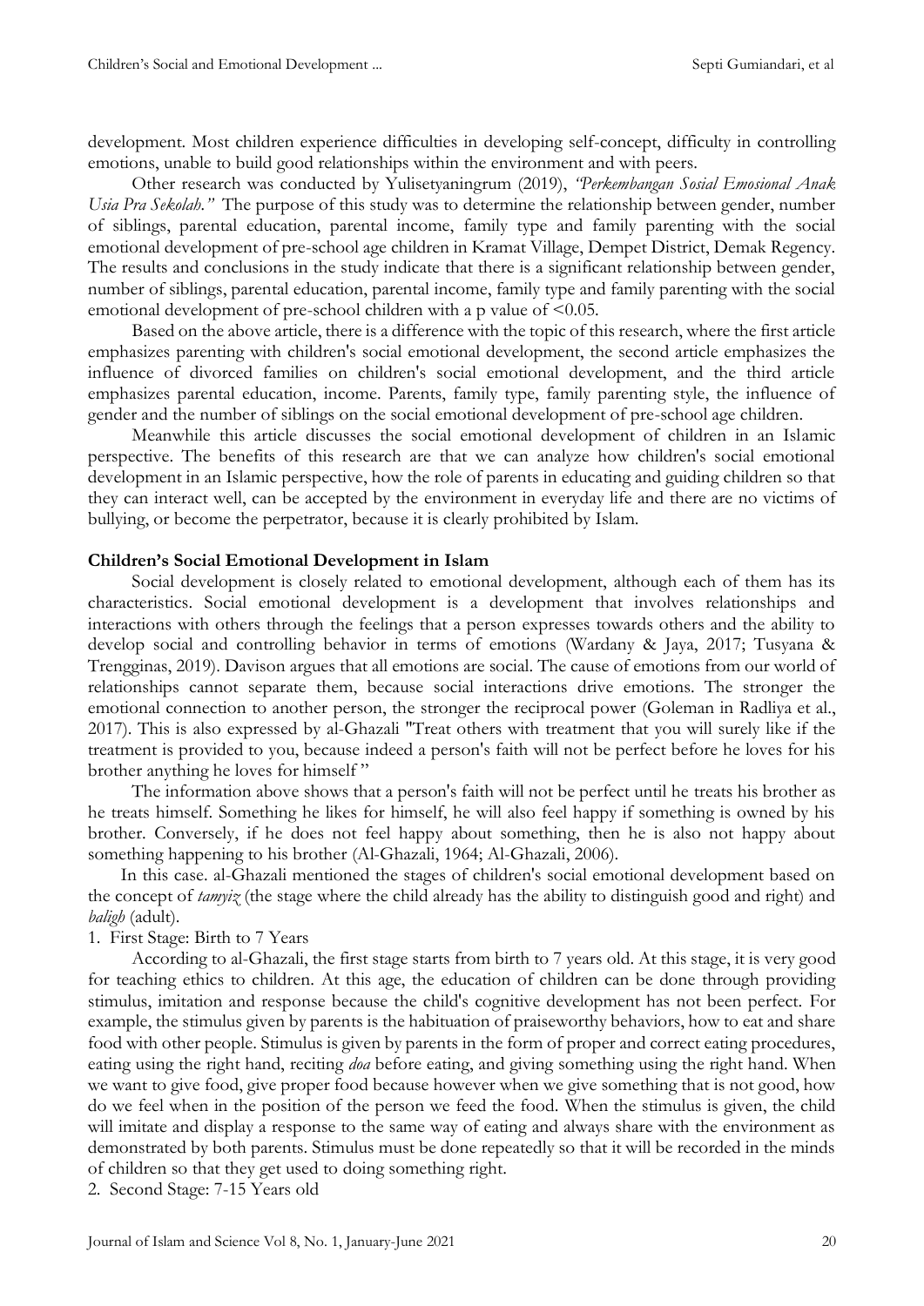development. Most children experience difficulties in developing self-concept, difficulty in controlling emotions, unable to build good relationships within the environment and with peers.

Other research was conducted by Yulisetyaningrum (2019), *"Perkembangan Sosial Emosional Anak Usia Pra Sekolah."* The purpose of this study was to determine the relationship between gender, number of siblings, parental education, parental income, family type and family parenting with the social emotional development of pre-school age children in Kramat Village, Dempet District, Demak Regency. The results and conclusions in the study indicate that there is a significant relationship between gender, number of siblings, parental education, parental income, family type and family parenting with the social emotional development of pre-school children with a p value of $<0.05$.

Based on the above article, there is a difference with the topic of this research, where the first article emphasizes parenting with children's social emotional development, the second article emphasizes the influence of divorced families on children's social emotional development, and the third article emphasizes parental education, income. Parents, family type, family parenting style, the influence of gender and the number of siblings on the social emotional development of pre-school age children.

Meanwhile this article discusses the social emotional development of children in an Islamic perspective. The benefits of this research are that we can analyze how children's social emotional development in an Islamic perspective, how the role of parents in educating and guiding children so that they can interact well, can be accepted by the environment in everyday life and there are no victims of bullying, or become the perpetrator, because it is clearly prohibited by Islam.

**Children's Social Emotional Development in Islam**

Social development is closely related to emotional development, although each of them has its characteristics. Social emotional development is a development that involves relationships and interactions with others through the feelings that a person expresses towards others and the ability to develop social and controlling behavior in terms of emotions (Wardany & Jaya, 2017; Tusyana & Trengginas, 2019). Davison argues that all emotions are social. The cause of emotions from our world of relationships cannot separate them, because social interactions drive emotions. The stronger the emotional connection to another person, the stronger the reciprocal power (Goleman in Radliya et al., 2017). This is also expressed by al-Ghazali "Treat others with treatment that you will surely like if the treatment is provided to you, because indeed a person's faith will not be perfect before he loves for his brother anything he loves for himself "

The information above shows that a person's faith will not be perfect until he treats his brother as he treats himself. Something he likes for himself, he will also feel happy if something is owned by his brother. Conversely, if he does not feel happy about something, then he is also not happy about something happening to his brother (Al-Ghazali, 1964; Al-Ghazali, 2006).

In this case. al-Ghazali mentioned the stages of children's social emotional development based on the concept of *tamyiz* (the stage where the child already has the ability to distinguish good and right) and *baligh* (adult).

1. First Stage: Birth to 7 Years

According to al-Ghazali, the first stage starts from birth to 7 years old. At this stage, it is very good for teaching ethics to children. At this age, the education of children can be done through providing stimulus, imitation and response because the child's cognitive development has not been perfect. For example, the stimulus given by parents is the habituation of praiseworthy behaviors, how to eat and share food with other people. Stimulus is given by parents in the form of proper and correct eating procedures, eating using the right hand, reciting *doa* before eating, and giving something using the right hand. When we want to give food, give proper food because however when we give something that is not good, how do we feel when in the position of the person we feed the food. When the stimulus is given, the child will imitate and display a response to the same way of eating and always share with the environment as demonstrated by both parents. Stimulus must be done repeatedly so that it will be recorded in the minds of children so that they get used to doing something right.

2. Second Stage: 7-15 Years old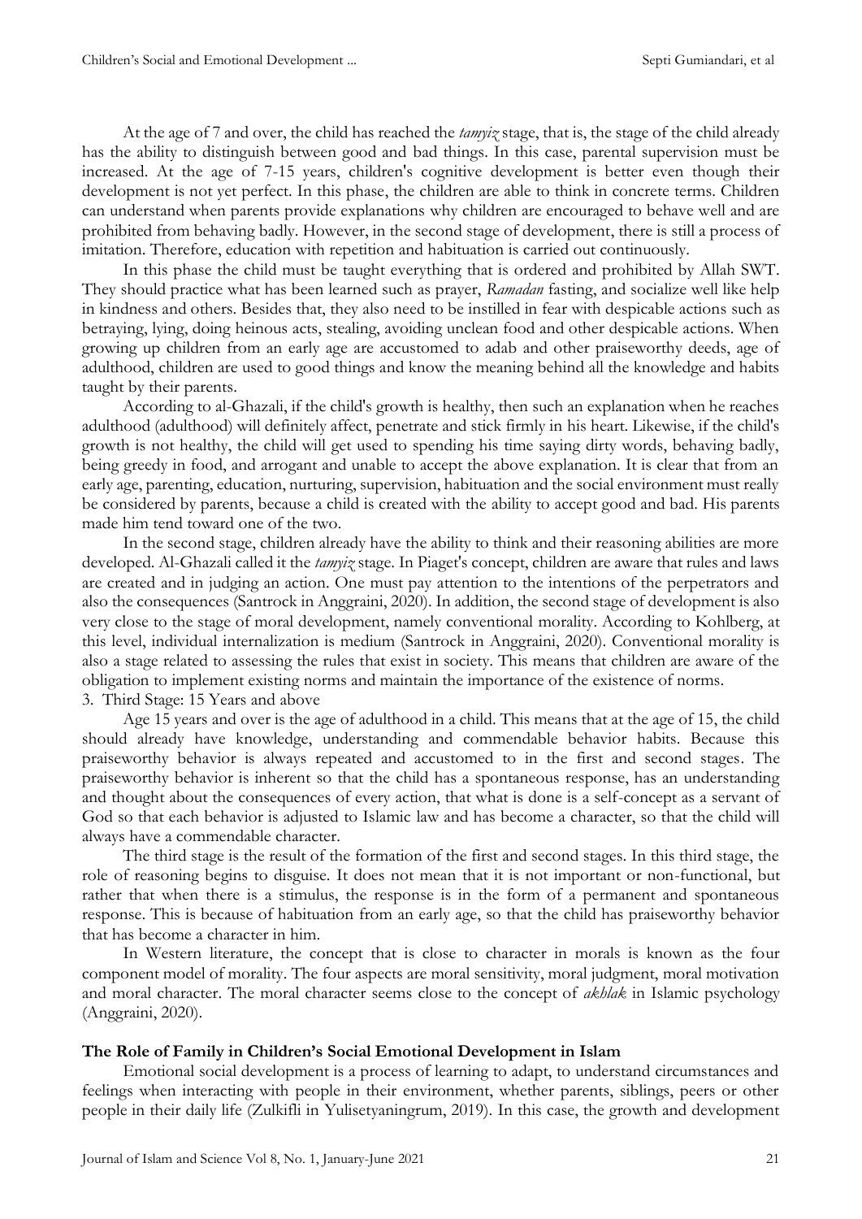At the age of 7 and over, the child has reached the *tamyiz* stage, that is, the stage of the child already has the ability to distinguish between good and bad things. In this case, parental supervision must be increased. At the age of 7-15 years, children's cognitive development is better even though their development is not yet perfect. In this phase, the children are able to think in concrete terms. Children can understand when parents provide explanations why children are encouraged to behave well and are prohibited from behaving badly. However, in the second stage of development, there is still a process of imitation. Therefore, education with repetition and habituation is carried out continuously.

In this phase the child must be taught everything that is ordered and prohibited by Allah SWT. They should practice what has been learned such as prayer, *Ramadan* fasting, and socialize well like help in kindness and others. Besides that, they also need to be instilled in fear with despicable actions such as betraying, lying, doing heinous acts, stealing, avoiding unclean food and other despicable actions. When growing up children from an early age are accustomed to adab and other praiseworthy deeds, age of adulthood, children are used to good things and know the meaning behind all the knowledge and habits taught by their parents.

According to al-Ghazali, if the child's growth is healthy, then such an explanation when he reaches adulthood (adulthood) will definitely affect, penetrate and stick firmly in his heart. Likewise, if the child's growth is not healthy, the child will get used to spending his time saying dirty words, behaving badly, being greedy in food, and arrogant and unable to accept the above explanation. It is clear that from an early age, parenting, education, nurturing, supervision, habituation and the social environment must really be considered by parents, because a child is created with the ability to accept good and bad. His parents made him tend toward one of the two.

In the second stage, children already have the ability to think and their reasoning abilities are more developed. Al-Ghazali called it the *tamyiz* stage. In Piaget's concept, children are aware that rules and laws are created and in judging an action. One must pay attention to the intentions of the perpetrators and also the consequences (Santrock in Anggraini, 2020). In addition, the second stage of development is also very close to the stage of moral development, namely conventional morality. According to Kohlberg, at this level, individual internalization is medium (Santrock in Anggraini, 2020). Conventional morality is also a stage related to assessing the rules that exist in society. This means that children are aware of the obligation to implement existing norms and maintain the importance of the existence of norms.

3. Third Stage: 15 Years and above

Age 15 years and over is the age of adulthood in a child. This means that at the age of 15, the child should already have knowledge, understanding and commendable behavior habits. Because this praiseworthy behavior is always repeated and accustomed to in the first and second stages. The praiseworthy behavior is inherent so that the child has a spontaneous response, has an understanding and thought about the consequences of every action, that what is done is a self-concept as a servant of God so that each behavior is adjusted to Islamic law and has become a character, so that the child will always have a commendable character.

The third stage is the result of the formation of the first and second stages. In this third stage, the role of reasoning begins to disguise. It does not mean that it is not important or non-functional, but rather that when there is a stimulus, the response is in the form of a permanent and spontaneous response. This is because of habituation from an early age, so that the child has praiseworthy behavior that has become a character in him.

In Western literature, the concept that is close to character in morals is known as the four component model of morality. The four aspects are moral sensitivity, moral judgment, moral motivation and moral character. The moral character seems close to the concept of *akhlak* in Islamic psychology (Anggraini, 2020).

**The Role of Family in Children's Social Emotional Development in Islam**

Emotional social development is a process of learning to adapt, to understand circumstances and feelings when interacting with people in their environment, whether parents, siblings, peers or other people in their daily life (Zulkifli in Yulisetyaningrum, 2019). In this case, the growth and development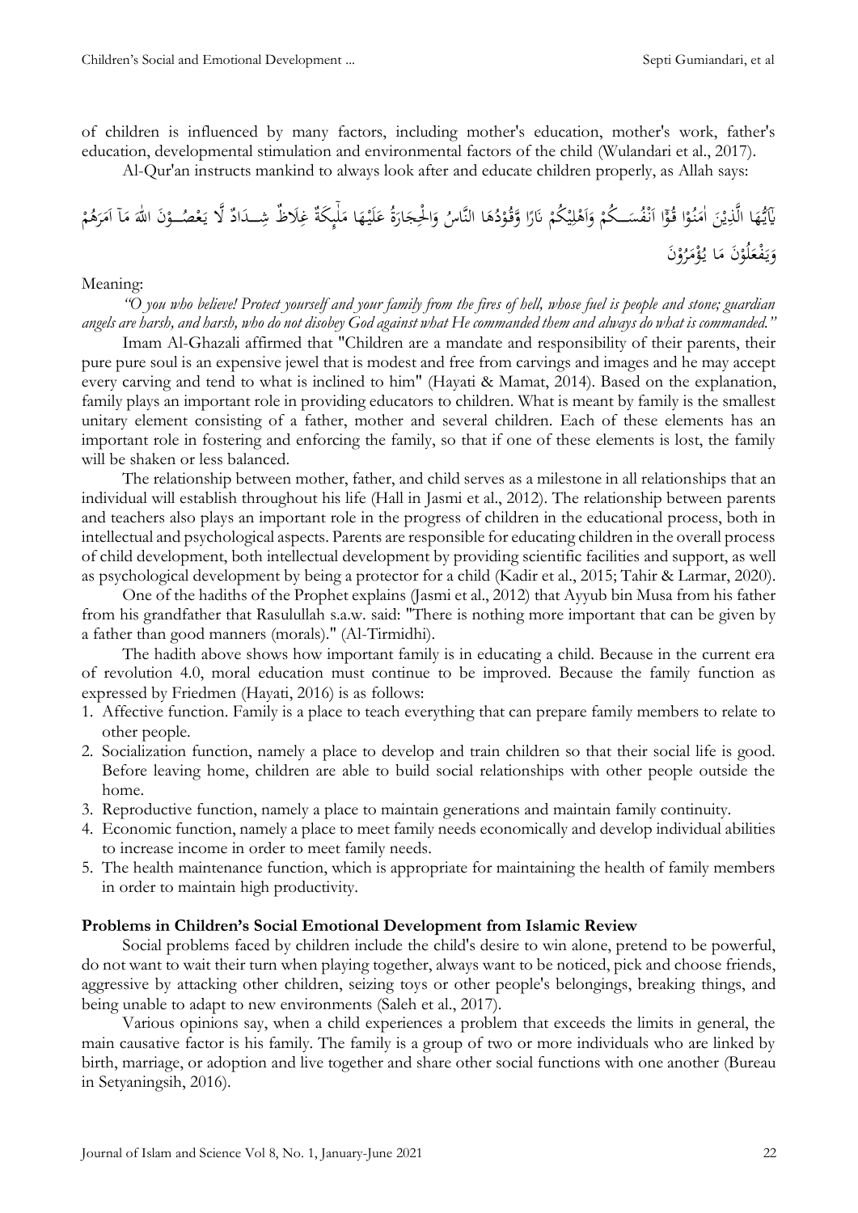of children is influenced by many factors, including mother's education, mother's work, father's education, developmental stimulation and environmental factors of the child (Wulandari et al., 2017).

Al-Qur'an instructs mankind to always look after and educate children properly, as Allah says:

يٰٓاَيُّهَا الَّذِيْنَ اٰمَنُوْا قُوْٓا اَنْفُسَكُمْ وَاَهْلِيْكُمْ نَارًا وَّقُوْدُهَا النَّاسُ وَالْحِجَارَةُ عَلَيْهَا مَلٰۤىِٕكَةٌ غِلَاظٌ شِدَادٌ لَّا يَعْصُوْنَ اللّٰهَ مَآ اَمَرَهُمْ وَيَفْعَلُوْنَ مَا يُؤْمَرُوْنَ

Meaning:

*"O you who believe! Protect yourself and your family from the fires of hell, whose fuel is people and stone; guardian angels are harsh, and harsh, who do not disobey God against what He commanded them and always do what is commanded."*

Imam Al-Ghazali affirmed that "Children are a mandate and responsibility of their parents, their pure pure soul is an expensive jewel that is modest and free from carvings and images and he may accept every carving and tend to what is inclined to him" (Hayati & Mamat, 2014). Based on the explanation, family plays an important role in providing educators to children. What is meant by family is the smallest unitary element consisting of a father, mother and several children. Each of these elements has an important role in fostering and enforcing the family, so that if one of these elements is lost, the family will be shaken or less balanced.

The relationship between mother, father, and child serves as a milestone in all relationships that an individual will establish throughout his life (Hall in Jasmi et al., 2012). The relationship between parents and teachers also plays an important role in the progress of children in the educational process, both in intellectual and psychological aspects. Parents are responsible for educating children in the overall process of child development, both intellectual development by providing scientific facilities and support, as well as psychological development by being a protector for a child (Kadir et al., 2015; Tahir & Larmar, 2020).

One of the hadiths of the Prophet explains (Jasmi et al., 2012) that Ayyub bin Musa from his father from his grandfather that Rasulullah s.a.w. said: "There is nothing more important that can be given by a father than good manners (morals)." (Al-Tirmidhi).

The hadith above shows how important family is in educating a child. Because in the current era of revolution 4.0, moral education must continue to be improved. Because the family function as expressed by Friedmen (Hayati, 2016) is as follows:

1. Affective function. Family is a place to teach everything that can prepare family members to relate to other people.
2. Socialization function, namely a place to develop and train children so that their social life is good. Before leaving home, children are able to build social relationships with other people outside the home.
3. Reproductive function, namely a place to maintain generations and maintain family continuity.
4. Economic function, namely a place to meet family needs economically and develop individual abilities to increase income in order to meet family needs.
5. The health maintenance function, which is appropriate for maintaining the health of family members in order to maintain high productivity.

**Problems in Children's Social Emotional Development from Islamic Review**

Social problems faced by children include the child's desire to win alone, pretend to be powerful, do not want to wait their turn when playing together, always want to be noticed, pick and choose friends, aggressive by attacking other children, seizing toys or other people's belongings, breaking things, and being unable to adapt to new environments (Saleh et al., 2017).

Various opinions say, when a child experiences a problem that exceeds the limits in general, the main causative factor is his family. The family is a group of two or more individuals who are linked by birth, marriage, or adoption and live together and share other social functions with one another (Bureau in Setyaningsih, 2016).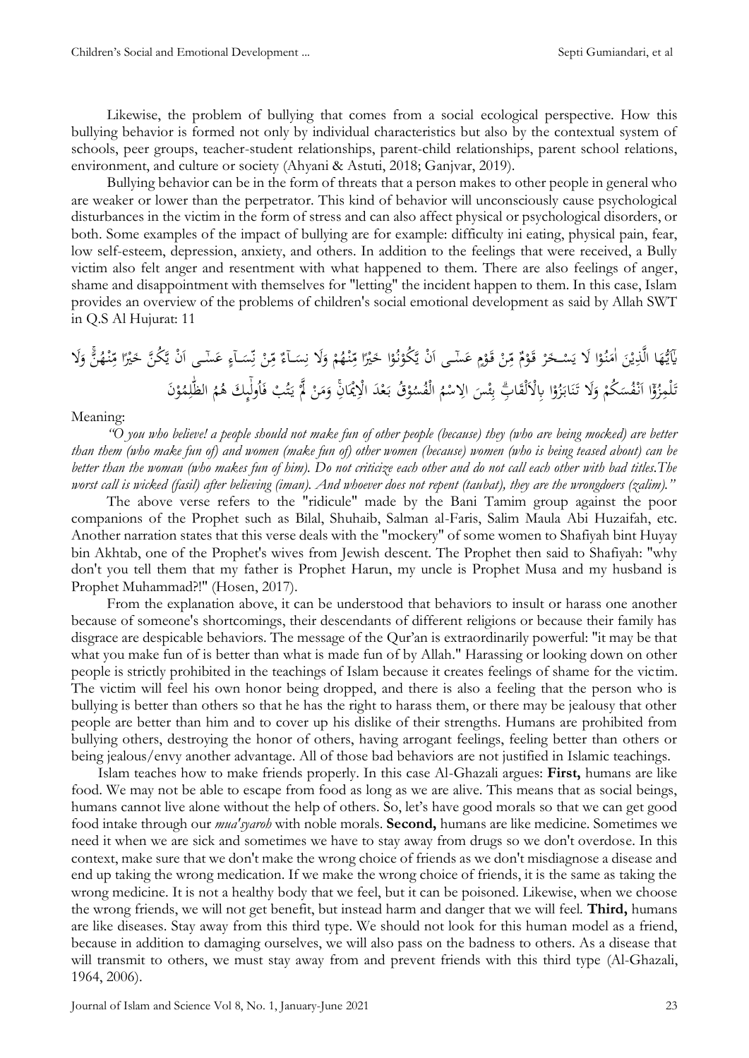Likewise, the problem of bullying that comes from a social ecological perspective. How this bullying behavior is formed not only by individual characteristics but also by the contextual system of schools, peer groups, teacher-student relationships, parent-child relationships, parent school relations, environment, and culture or society (Ahyani & Astuti, 2018; Ganjvar, 2019).

Bullying behavior can be in the form of threats that a person makes to other people in general who are weaker or lower than the perpetrator. This kind of behavior will unconsciously cause psychological disturbances in the victim in the form of stress and can also affect physical or psychological disorders, or both. Some examples of the impact of bullying are for example: difficulty ini eating, physical pain, fear, low self-esteem, depression, anxiety, and others. In addition to the feelings that were received, a Bully victim also felt anger and resentment with what happened to them. There are also feelings of anger, shame and disappointment with themselves for "letting" the incident happen to them. In this case, Islam provides an overview of the problems of children's social emotional development as said by Allah SWT in Q.S Al Hujurat: 11

يٰٓاَيُّهَا الَّذِيْنَ اٰمَنُوْا لَا يَسْخَرْ قَوْمٌ مِّنْ قَوْمٍ عَسٰٓى اَنْ يَّكُوْنُوْا خَيْرًا مِّنْهُمْ وَلَا نِسَاۤءٌ مِّنْ نِّسَاۤءٍ عَسٰٓى اَنْ يَّكُنَّ خَيْرًا مِّنْهُنَّۚ وَلَا تَلْمِزُوْٓا اَنْفُسَكُمْ وَلَا تَنَابَزُوْا بِالْاَلْقَابِۗ بِئْسَ الِاسْمُ الْفُسُوْقُ بَعْدَ الْاِيْمَانِۚ وَمَنْ لَّمْ يَتُبْ فَاُولٰۤىِٕكَ هُمُ الظّٰلِمُوْنَ

Meaning:

*"O you who believe! a people should not make fun of other people (because) they (who are being mocked) are better than them (who make fun of) and women (make fun of) other women (because) women (who is being teased about) can be better than the woman (who makes fun of him). Do not criticize each other and do not call each other with bad titles.The worst call is wicked (fasil) after believing (iman). And whoever does not repent (taubat), they are the wrongdoers (zalim)."*

The above verse refers to the "ridicule" made by the Bani Tamim group against the poor companions of the Prophet such as Bilal, Shuhaib, Salman al-Faris, Salim Maula Abi Huzaifah, etc. Another narration states that this verse deals with the "mockery" of some women to Shafiyah bint Huyay bin Akhtab, one of the Prophet's wives from Jewish descent. The Prophet then said to Shafiyah: "why don't you tell them that my father is Prophet Harun, my uncle is Prophet Musa and my husband is Prophet Muhammad?!" (Hosen, 2017).

From the explanation above, it can be understood that behaviors to insult or harass one another because of someone's shortcomings, their descendants of different religions or because their family has disgrace are despicable behaviors. The message of the Qur'an is extraordinarily powerful: "it may be that what you make fun of is better than what is made fun of by Allah." Harassing or looking down on other people is strictly prohibited in the teachings of Islam because it creates feelings of shame for the victim. The victim will feel his own honor being dropped, and there is also a feeling that the person who is bullying is better than others so that he has the right to harass them, or there may be jealousy that other people are better than him and to cover up his dislike of their strengths. Humans are prohibited from bullying others, destroying the honor of others, having arrogant feelings, feeling better than others or being jealous/envy another advantage. All of those bad behaviors are not justified in Islamic teachings.

Islam teaches how to make friends properly. In this case Al-Ghazali argues: **First,** humans are like food. We may not be able to escape from food as long as we are alive. This means that as social beings, humans cannot live alone without the help of others. So, let's have good morals so that we can get good food intake through our *mua'syaroh* with noble morals. **Second,** humans are like medicine. Sometimes we need it when we are sick and sometimes we have to stay away from drugs so we don't overdose. In this context, make sure that we don't make the wrong choice of friends as we don't misdiagnose a disease and end up taking the wrong medication. If we make the wrong choice of friends, it is the same as taking the wrong medicine. It is not a healthy body that we feel, but it can be poisoned. Likewise, when we choose the wrong friends, we will not get benefit, but instead harm and danger that we will feel. **Third,** humans are like diseases. Stay away from this third type. We should not look for this human model as a friend, because in addition to damaging ourselves, we will also pass on the badness to others. As a disease that will transmit to others, we must stay away from and prevent friends with this third type (Al-Ghazali, 1964, 2006).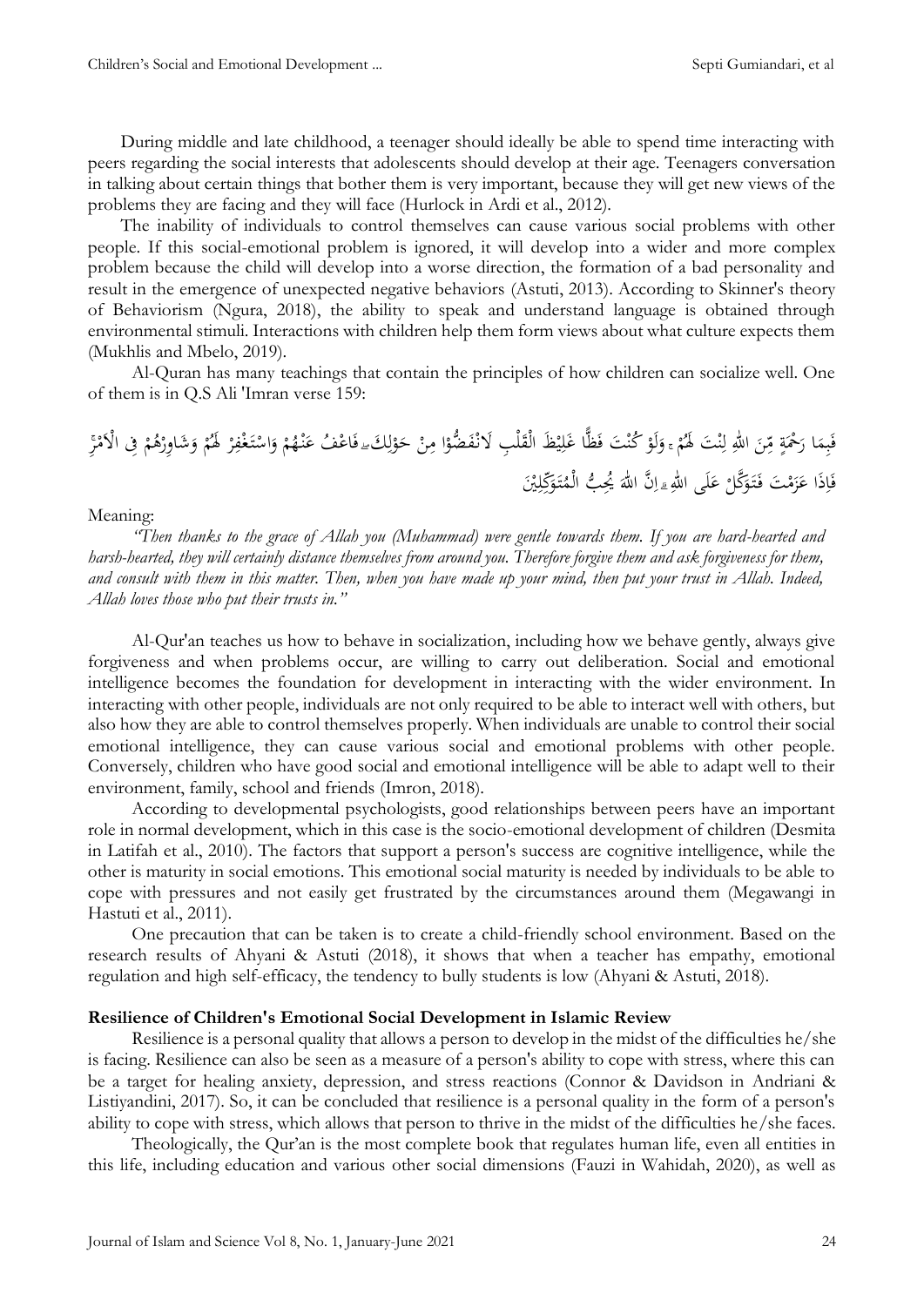During middle and late childhood, a teenager should ideally be able to spend time interacting with peers regarding the social interests that adolescents should develop at their age. Teenagers conversation in talking about certain things that bother them is very important, because they will get new views of the problems they are facing and they will face (Hurlock in Ardi et al., 2012).

The inability of individuals to control themselves can cause various social problems with other people. If this social-emotional problem is ignored, it will develop into a wider and more complex problem because the child will develop into a worse direction, the formation of a bad personality and result in the emergence of unexpected negative behaviors (Astuti, 2013). According to Skinner's theory of Behaviorism (Ngura, 2018), the ability to speak and understand language is obtained through environmental stimuli. Interactions with children help them form views about what culture expects them (Mukhlis and Mbelo, 2019).

Al-Quran has many teachings that contain the principles of how children can socialize well. One of them is in Q.S Ali 'Imran verse 159:

فَبِمَا رَحْمَةٍ مِّنَ اللّٰهِ لِنْتَ لَهُمْ ۚ وَلَوْ كُنْتَ فَظًّا غَلِيْظَ الْقَلْبِ لَانْفَضُّوْا مِنْ حَوْلِكَ ۖ فَاعْفُ عَنْهُمْ وَاسْتَغْفِرْ لَهُمْ وَشَاوِرْهُمْ فِى الْاَمْرِۚ فَاِذَا عَزَمْتَ فَتَوَكَّلْ عَلَى اللّٰهِ ۗ اِنَّ اللّٰهَ يُحِبُّ الْمُتَوَكِّلِيْنَ

Meaning:

*"Then thanks to the grace of Allah you (Muhammad) were gentle towards them. If you are hard-hearted and harsh-hearted, they will certainly distance themselves from around you. Therefore forgive them and ask forgiveness for them, and consult with them in this matter. Then, when you have made up your mind, then put your trust in Allah. Indeed, Allah loves those who put their trusts in."*

Al-Qur'an teaches us how to behave in socialization, including how we behave gently, always give forgiveness and when problems occur, are willing to carry out deliberation. Social and emotional intelligence becomes the foundation for development in interacting with the wider environment. In interacting with other people, individuals are not only required to be able to interact well with others, but also how they are able to control themselves properly. When individuals are unable to control their social emotional intelligence, they can cause various social and emotional problems with other people. Conversely, children who have good social and emotional intelligence will be able to adapt well to their environment, family, school and friends (Imron, 2018).

According to developmental psychologists, good relationships between peers have an important role in normal development, which in this case is the socio-emotional development of children (Desmita in Latifah et al., 2010). The factors that support a person's success are cognitive intelligence, while the other is maturity in social emotions. This emotional social maturity is needed by individuals to be able to cope with pressures and not easily get frustrated by the circumstances around them (Megawangi in Hastuti et al., 2011).

One precaution that can be taken is to create a child-friendly school environment. Based on the research results of Ahyani & Astuti (2018), it shows that when a teacher has empathy, emotional regulation and high self-efficacy, the tendency to bully students is low (Ahyani & Astuti, 2018).

## Resilience of Children's Emotional Social Development in Islamic Review

Resilience is a personal quality that allows a person to develop in the midst of the difficulties he/she is facing. Resilience can also be seen as a measure of a person's ability to cope with stress, where this can be a target for healing anxiety, depression, and stress reactions (Connor & Davidson in Andriani & Listiyandini, 2017). So, it can be concluded that resilience is a personal quality in the form of a person's ability to cope with stress, which allows that person to thrive in the midst of the difficulties he/she faces.

Theologically, the Qur'an is the most complete book that regulates human life, even all entities in this life, including education and various other social dimensions (Fauzi in Wahidah, 2020), as well as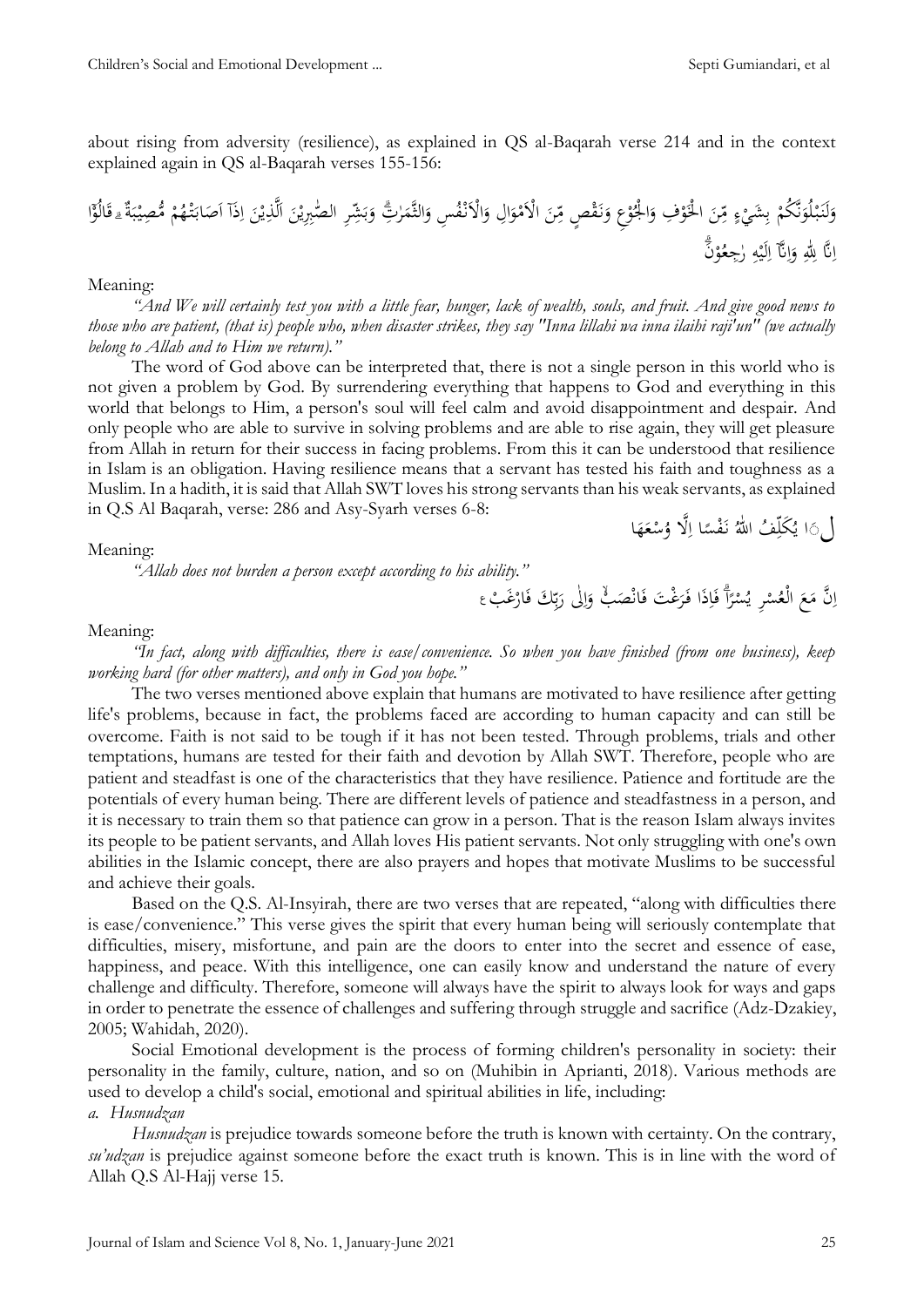about rising from adversity (resilience), as explained in QS al-Baqarah verse 214 and in the context explained again in QS al-Baqarah verses 155-156:

وَلَنَبْلُوَنَّكُمْ بِشَيْءٍ مِّنَ الْخَوْفِ وَالْجُوْعِ وَنَقْصٍ مِّنَ الْاَمْوَالِ وَالْاَنْفُسِ وَالثَّمَرٰتِۗ وَبَشِّرِ الصّٰبِرِيْنَ الَّذِيْنَ اِذَآ اَصَابَتْهُمْ مُّصِيْبَةٌ ۗ قَالُوْٓا اِنَّا لِلّٰهِ وَاِنَّآ اِلَيْهِ رٰجِعُوْنَۗ

Meaning:

*"And We will certainly test you with a little fear, hunger, lack of wealth, souls, and fruit. And give good news to those who are patient, (that is) people who, when disaster strikes, they say "Inna lillahi wa inna ilaihi raji'un" (we actually belong to Allah and to Him we return)."*

The word of God above can be interpreted that, there is not a single person in this world who is not given a problem by God. By surrendering everything that happens to God and everything in this world that belongs to Him, a person's soul will feel calm and avoid disappointment and despair. And only people who are able to survive in solving problems and are able to rise again, they will get pleasure from Allah in return for their success in facing problems. From this it can be understood that resilience in Islam is an obligation. Having resilience means that a servant has tested his faith and toughness as a Muslim. In a hadith, it is said that Allah SWT loves his strong servants than his weak servants, as explained in Q.S Al Baqarah, verse: 286 and Asy-Syarh verses 6-8:

لَا يُكَلِّفُ اللّٰهُ نَفْسًا اِلَّا وُسْعَهَا

Meaning:

*"Allah does not burden a person except according to his ability."*

اِنَّ مَعَ الْعُسْرِ يُسْرًاۗ فَاِذَا فَرَغْتَ فَانْصَبْۙ وَاِلٰى رَبِّكَ فَارْغَبْ

Meaning:

*"In fact, along with difficulties, there is ease/convenience. So when you have finished (from one business), keep working hard (for other matters), and only in God you hope."*

The two verses mentioned above explain that humans are motivated to have resilience after getting life's problems, because in fact, the problems faced are according to human capacity and can still be overcome. Faith is not said to be tough if it has not been tested. Through problems, trials and other temptations, humans are tested for their faith and devotion by Allah SWT. Therefore, people who are patient and steadfast is one of the characteristics that they have resilience. Patience and fortitude are the potentials of every human being. There are different levels of patience and steadfastness in a person, and it is necessary to train them so that patience can grow in a person. That is the reason Islam always invites its people to be patient servants, and Allah loves His patient servants. Not only struggling with one's own abilities in the Islamic concept, there are also prayers and hopes that motivate Muslims to be successful and achieve their goals.

Based on the Q.S. Al-Insyirah, there are two verses that are repeated, "along with difficulties there is ease/convenience." This verse gives the spirit that every human being will seriously contemplate that difficulties, misery, misfortune, and pain are the doors to enter into the secret and essence of ease, happiness, and peace. With this intelligence, one can easily know and understand the nature of every challenge and difficulty. Therefore, someone will always have the spirit to always look for ways and gaps in order to penetrate the essence of challenges and suffering through struggle and sacrifice (Adz-Dzakiey, 2005; Wahidah, 2020).

Social Emotional development is the process of forming children's personality in society: their personality in the family, culture, nation, and so on (Muhibin in Aprianti, 2018). Various methods are used to develop a child's social, emotional and spiritual abilities in life, including:

*a. Husnudzan*

*Husnudzan* is prejudice towards someone before the truth is known with certainty. On the contrary, *su'udzan* is prejudice against someone before the exact truth is known. This is in line with the word of Allah Q.S Al-Hajj verse 15.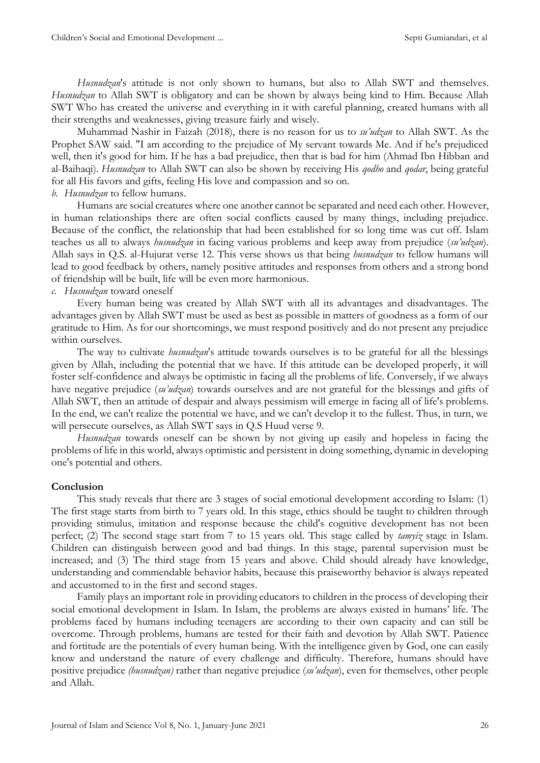*Husnudzan*'s attitude is not only shown to humans, but also to Allah SWT and themselves. *Husnudzan* to Allah SWT is obligatory and can be shown by always being kind to Him. Because Allah SWT Who has created the universe and everything in it with careful planning, created humans with all their strengths and weaknesses, giving treasure fairly and wisely.

Muhammad Nashir in Faizah (2018), there is no reason for us to *su'udzan* to Allah SWT. As the Prophet SAW said. "I am according to the prejudice of My servant towards Me. And if he's prejudiced well, then it's good for him. If he has a bad prejudice, then that is bad for him (Ahmad Ibn Hibban and al-Baihaqi). *Husnudzan* to Allah SWT can also be shown by receiving His *qodho* and *qodar*, being grateful for all His favors and gifts, feeling His love and compassion and so on.

*b. Husnudzan* to fellow humans.

Humans are social creatures where one another cannot be separated and need each other. However, in human relationships there are often social conflicts caused by many things, including prejudice. Because of the conflict, the relationship that had been established for so long time was cut off. Islam teaches us all to always *husnudzan* in facing various problems and keep away from prejudice (*su'udzan*). Allah says in Q.S. al-Hujurat verse 12. This verse shows us that being *husnudzan* to fellow humans will lead to good feedback by others, namely positive attitudes and responses from others and a strong bond of friendship will be built, life will be even more harmonious.

*c. Husnudzan* toward oneself

Every human being was created by Allah SWT with all its advantages and disadvantages. The advantages given by Allah SWT must be used as best as possible in matters of goodness as a form of our gratitude to Him. As for our shortcomings, we must respond positively and do not present any prejudice within ourselves.

The way to cultivate *husnudzan*'s attitude towards ourselves is to be grateful for all the blessings given by Allah, including the potential that we have. If this attitude can be developed properly, it will foster self-confidence and always be optimistic in facing all the problems of life. Conversely, if we always have negative prejudice (*su'udzan*) towards ourselves and are not grateful for the blessings and gifts of Allah SWT, then an attitude of despair and always pessimism will emerge in facing all of life's problems. In the end, we can't realize the potential we have, and we can't develop it to the fullest. Thus, in turn, we will persecute ourselves, as Allah SWT says in Q.S Huud verse 9.

*Husnudzan* towards oneself can be shown by not giving up easily and hopeless in facing the problems of life in this world, always optimistic and persistent in doing something, dynamic in developing one's potential and others.

## Conclusion

This study reveals that there are 3 stages of social emotional development according to Islam: (1) The first stage starts from birth to 7 years old. In this stage, ethics should be taught to children through providing stimulus, imitation and response because the child's cognitive development has not been perfect; (2) The second stage start from 7 to 15 years old. This stage called by *tamyiz* stage in Islam. Children can distinguish between good and bad things. In this stage, parental supervision must be increased; and (3) The third stage from 15 years and above. Child should already have knowledge, understanding and commendable behavior habits, because this praiseworthy behavior is always repeated and accustomed to in the first and second stages.

Family plays an important role in providing educators to children in the process of developing their social emotional development in Islam. In Islam, the problems are always existed in humans' life. The problems faced by humans including teenagers are according to their own capacity and can still be overcome. Through problems, humans are tested for their faith and devotion by Allah SWT. Patience and fortitude are the potentials of every human being. With the intelligence given by God, one can easily know and understand the nature of every challenge and difficulty. Therefore, humans should have positive prejudice *(husnudzan)* rather than negative prejudice (*su'udzan*), even for themselves, other people and Allah.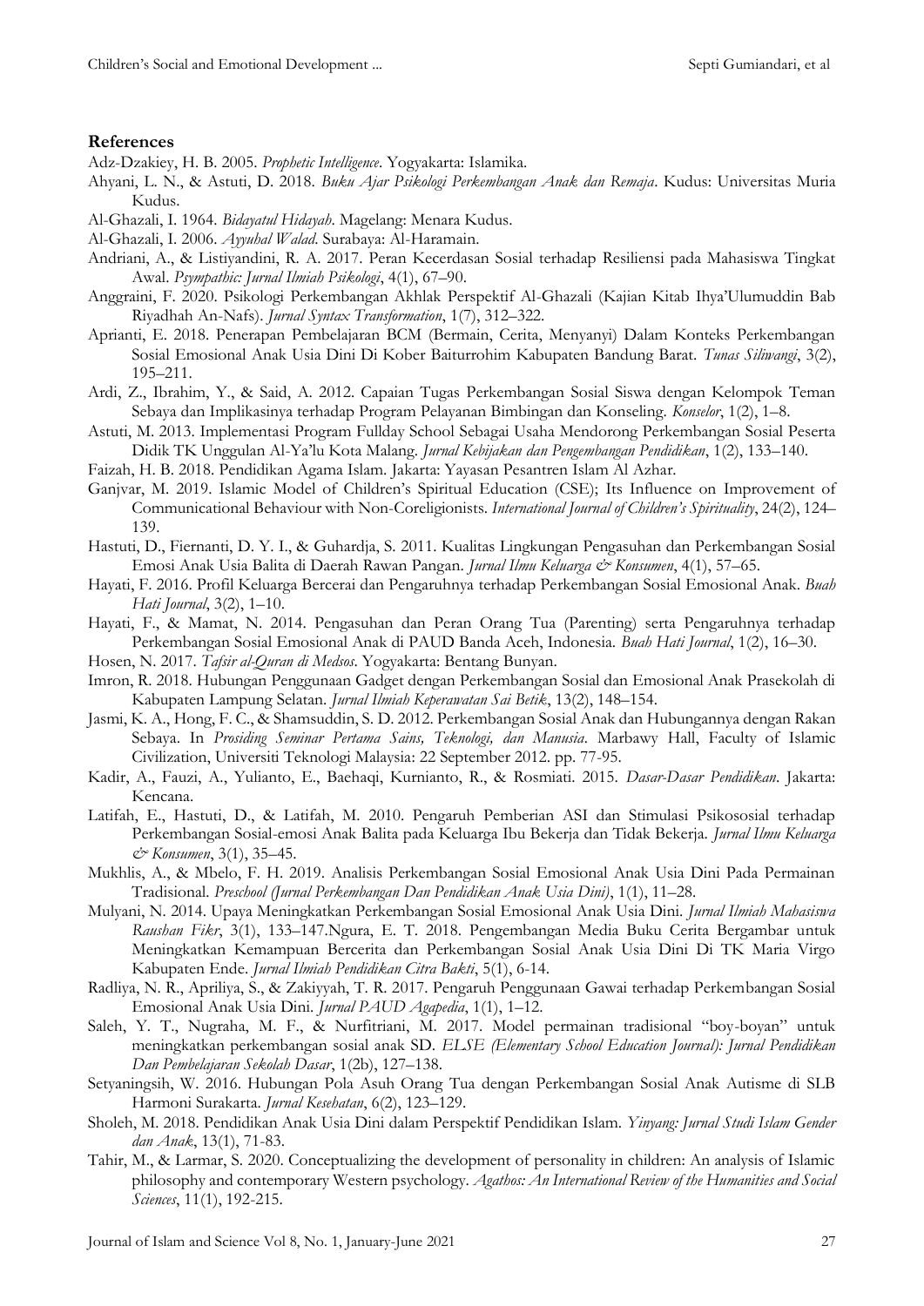## References

Adz-Dzakiey, H. B. 2005. *Prophetic Intelligence*. Yogyakarta: Islamika.

Ahyani, L. N., & Astuti, D. 2018. *Buku Ajar Psikologi Perkembangan Anak dan Remaja*. Kudus: Universitas Muria Kudus.

Al-Ghazali, I. 1964. *Bidayatul Hidayah*. Magelang: Menara Kudus.

Al-Ghazali, I. 2006. *Ayyuhal Walad*. Surabaya: Al-Haramain.

Andriani, A., & Listiyandini, R. A. 2017. Peran Kecerdasan Sosial terhadap Resiliensi pada Mahasiswa Tingkat Awal. *Psympathic: Jurnal Ilmiah Psikologi*, 4(1), 67–90.

Anggraini, F. 2020. Psikologi Perkembangan Akhlak Perspektif Al-Ghazali (Kajian Kitab Ihya'Ulumuddin Bab Riyadhah An-Nafs). *Jurnal Syntax Transformation*, 1(7), 312–322.

Aprianti, E. 2018. Penerapan Pembelajaran BCM (Bermain, Cerita, Menyanyi) Dalam Konteks Perkembangan Sosial Emosional Anak Usia Dini Di Kober Baiturrohim Kabupaten Bandung Barat. *Tunas Siliwangi*, 3(2), 195–211.

Ardi, Z., Ibrahim, Y., & Said, A. 2012. Capaian Tugas Perkembangan Sosial Siswa dengan Kelompok Teman Sebaya dan Implikasinya terhadap Program Pelayanan Bimbingan dan Konseling. *Konselor*, 1(2), 1–8.

Astuti, M. 2013. Implementasi Program Fullday School Sebagai Usaha Mendorong Perkembangan Sosial Peserta Didik TK Unggulan Al-Ya'lu Kota Malang. *Jurnal Kebijakan dan Pengembangan Pendidikan*, 1(2), 133–140.

Faizah, H. B. 2018. Pendidikan Agama Islam. Jakarta: Yayasan Pesantren Islam Al Azhar.

Ganjvar, M. 2019. Islamic Model of Children's Spiritual Education (CSE); Its Influence on Improvement of Communicational Behaviour with Non-Coreligionists. *International Journal of Children's Spirituality*, 24(2), 124–139.

Hastuti, D., Fiernanti, D. Y. I., & Guhardja, S. 2011. Kualitas Lingkungan Pengasuhan dan Perkembangan Sosial Emosi Anak Usia Balita di Daerah Rawan Pangan. *Jurnal Ilmu Keluarga & Konsumen*, 4(1), 57–65.

Hayati, F. 2016. Profil Keluarga Bercerai dan Pengaruhnya terhadap Perkembangan Sosial Emosional Anak. *Buah Hati Journal*, 3(2), 1–10.

Hayati, F., & Mamat, N. 2014. Pengasuhan dan Peran Orang Tua (Parenting) serta Pengaruhnya terhadap Perkembangan Sosial Emosional Anak di PAUD Banda Aceh, Indonesia. *Buah Hati Journal*, 1(2), 16–30.

Hosen, N. 2017. *Tafsir al-Quran di Medsos*. Yogyakarta: Bentang Bunyan.

Imron, R. 2018. Hubungan Penggunaan Gadget dengan Perkembangan Sosial dan Emosional Anak Prasekolah di Kabupaten Lampung Selatan. *Jurnal Ilmiah Keperawatan Sai Betik*, 13(2), 148–154.

Jasmi, K. A., Hong, F. C., & Shamsuddin, S. D. 2012. Perkembangan Sosial Anak dan Hubungannya dengan Rakan Sebaya. In *Prosiding Seminar Pertama Sains, Teknologi, dan Manusia*. Marbawy Hall, Faculty of Islamic Civilization, Universiti Teknologi Malaysia: 22 September 2012. pp. 77-95.

Kadir, A., Fauzi, A., Yulianto, E., Baehaqi, Kurnianto, R., & Rosmiati. 2015. *Dasar-Dasar Pendidikan*. Jakarta: Kencana.

Latifah, E., Hastuti, D., & Latifah, M. 2010. Pengaruh Pemberian ASI dan Stimulasi Psikososial terhadap Perkembangan Sosial-emosi Anak Balita pada Keluarga Ibu Bekerja dan Tidak Bekerja. *Jurnal Ilmu Keluarga & Konsumen*, 3(1), 35–45.

Mukhlis, A., & Mbelo, F. H. 2019. Analisis Perkembangan Sosial Emosional Anak Usia Dini Pada Permainan Tradisional. *Preschool (Jurnal Perkembangan Dan Pendidikan Anak Usia Dini)*, 1(1), 11–28.

Mulyani, N. 2014. Upaya Meningkatkan Perkembangan Sosial Emosional Anak Usia Dini. *Jurnal Ilmiah Mahasiswa Raushan Fikr*, 3(1), 133–147.Ngura, E. T. 2018. Pengembangan Media Buku Cerita Bergambar untuk Meningkatkan Kemampuan Bercerita dan Perkembangan Sosial Anak Usia Dini Di TK Maria Virgo Kabupaten Ende. *Jurnal Ilmiah Pendidikan Citra Bakti*, 5(1), 6-14.

Radliya, N. R., Apriliya, S., & Zakiyyah, T. R. 2017. Pengaruh Penggunaan Gawai terhadap Perkembangan Sosial Emosional Anak Usia Dini. *Jurnal PAUD Agapedia*, 1(1), 1–12.

Saleh, Y. T., Nugraha, M. F., & Nurfitriani, M. 2017. Model permainan tradisional "boy-boyan" untuk meningkatkan perkembangan sosial anak SD. *ELSE (Elementary School Education Journal): Jurnal Pendidikan Dan Pembelajaran Sekolah Dasar*, 1(2b), 127–138.

Setyaningsih, W. 2016. Hubungan Pola Asuh Orang Tua dengan Perkembangan Sosial Anak Autisme di SLB Harmoni Surakarta. *Jurnal Kesehatan*, 6(2), 123–129.

Sholeh, M. 2018. Pendidikan Anak Usia Dini dalam Perspektif Pendidikan Islam. *Yinyang: Jurnal Studi Islam Gender dan Anak*, 13(1), 71-83.

Tahir, M., & Larmar, S. 2020. Conceptualizing the development of personality in children: An analysis of Islamic philosophy and contemporary Western psychology. *Agathos: An International Review of the Humanities and Social Sciences*, 11(1), 192-215.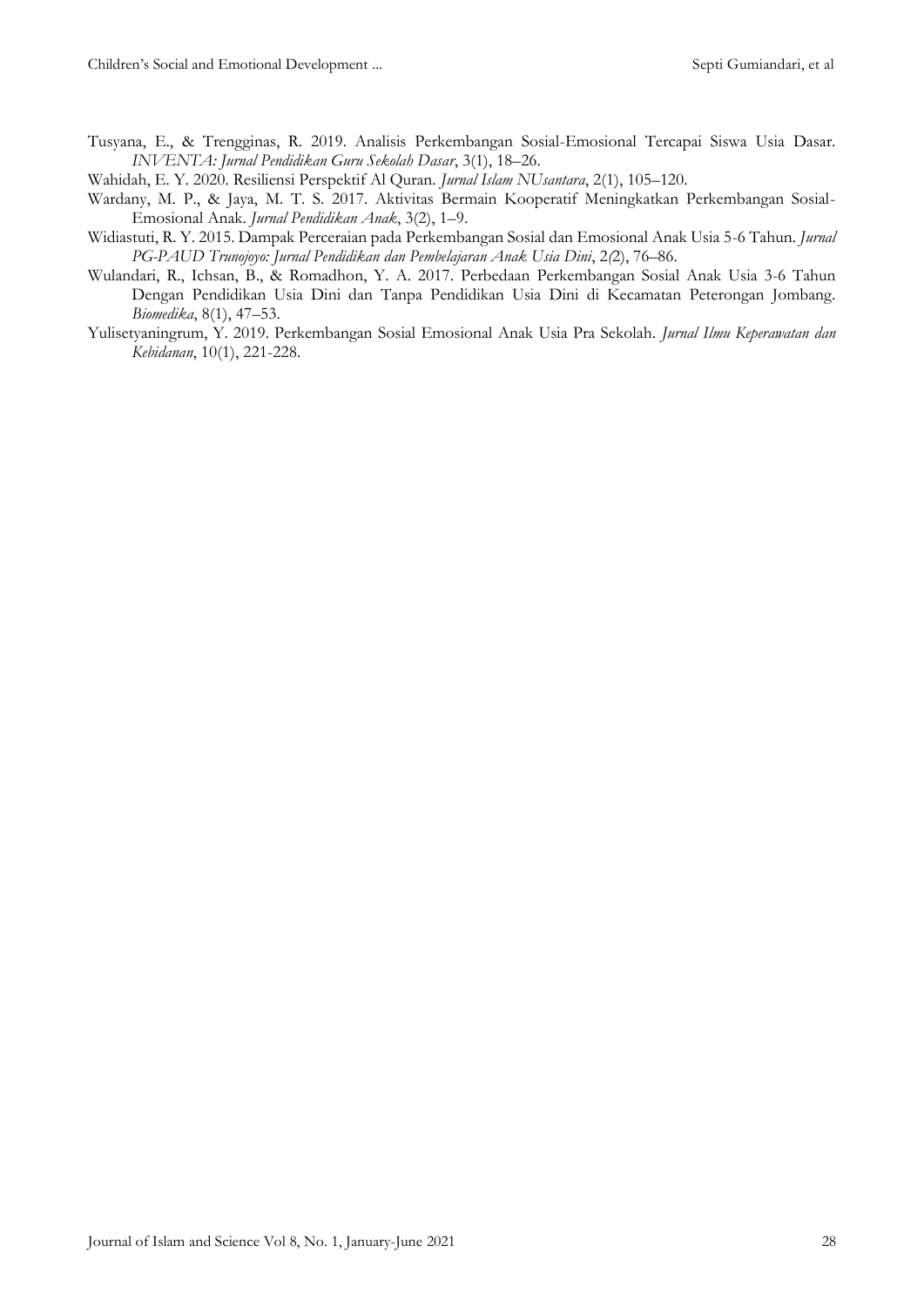Tusyana, E., & Trengginas, R. 2019. Analisis Perkembangan Sosial-Emosional Tercapai Siswa Usia Dasar. *INVENTA: Jurnal Pendidikan Guru Sekolah Dasar*, 3(1), 18–26.

Wahidah, E. Y. 2020. Resiliensi Perspektif Al Quran. *Jurnal Islam NUsantara*, 2(1), 105–120.

Wardany, M. P., & Jaya, M. T. S. 2017. Aktivitas Bermain Kooperatif Meningkatkan Perkembangan Sosial-Emosional Anak. *Jurnal Pendidikan Anak*, 3(2), 1–9.

Widiastuti, R. Y. 2015. Dampak Perceraian pada Perkembangan Sosial dan Emosional Anak Usia 5-6 Tahun. *Jurnal PG-PAUD Trunojoyo: Jurnal Pendidikan dan Pembelajaran Anak Usia Dini*, 2*(*2), 76–86.

Wulandari, R., Ichsan, B., & Romadhon, Y. A. 2017. Perbedaan Perkembangan Sosial Anak Usia 3-6 Tahun Dengan Pendidikan Usia Dini dan Tanpa Pendidikan Usia Dini di Kecamatan Peterongan Jombang. *Biomedika*, 8(1), 47–53.

Yulisetyaningrum, Y. 2019. Perkembangan Sosial Emosional Anak Usia Pra Sekolah. *Jurnal Ilmu Keperawatan dan Kebidanan*, 10(1), 221-228.